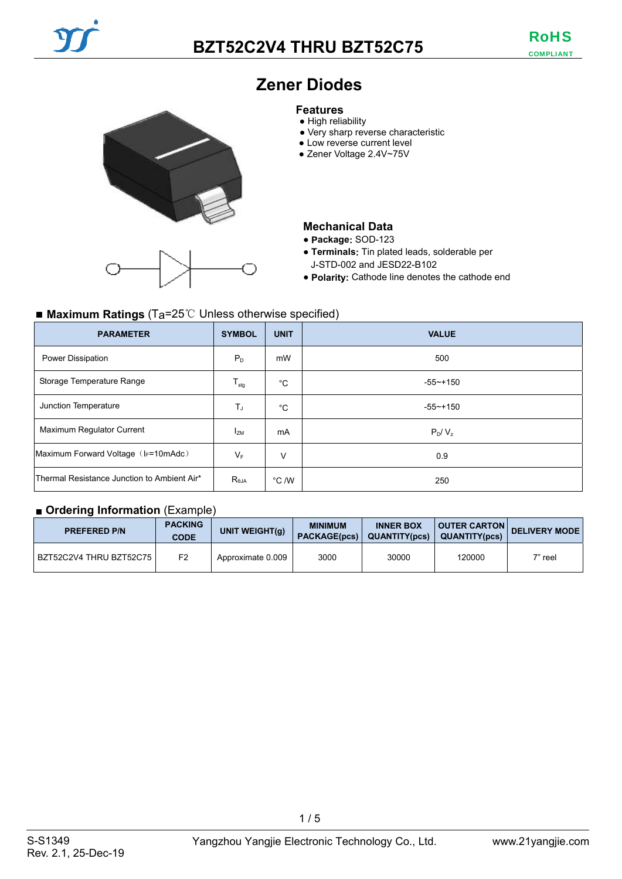# BZT52C2V4 THRU BZT52C75

RoHS COMPLIANT

## Zener Diodes

### Features

- High reliability
- Very sharp reverse characteristic
- Low reverse current level
- Zener Voltage 2.4V~75V

### Mechanical Data

- **Package:** SOD-123
- **Terminals:** Tin plated leads, solderable per J-STD-002 and JESD22-B102
- **Polarity:** Cathode line denotes the cathode end

### ■ Maximum Ratings (Ta=25℃ Unless otherwise specified)

| PARAMETER | SYMBOL | UNIT | VALUE |
|---|---|---|---|
| Power Dissipation | $P_D$ | mW | 500 |
| Storage Temperature Range | $T_{stg}$ | °C | -55~+150 |
| Junction Temperature | $T_J$ | °C | -55~+150 |
| Maximum Regulator Current | $I_{ZM}$ | mA | $P_D/V_z$ |
| Maximum Forward Voltage（$I_F$=10mAdc） | $V_F$ | V | 0.9 |
| Thermal Resistance Junction to Ambient Air* | $R_{\theta JA}$ | °C /W | 250 |

### ■ Ordering Information (Example)

| PREFERED P/N | PACKING CODE | UNIT WEIGHT(g) | MINIMUM PACKAGE(pcs) | INNER BOX QUANTITY(pcs) | OUTER CARTON QUANTITY(pcs) | DELIVERY MODE |
|---|---|---|---|---|---|---|
| BZT52C2V4 THRU BZT52C75 | F2 | Approximate 0.009 | 3000 | 30000 | 120000 | 7" reel |

S-S1349
Rev. 2.1, 25-Dec-19

Yangzhou Yangjie Electronic Technology Co., Ltd.

www.21yangjie.com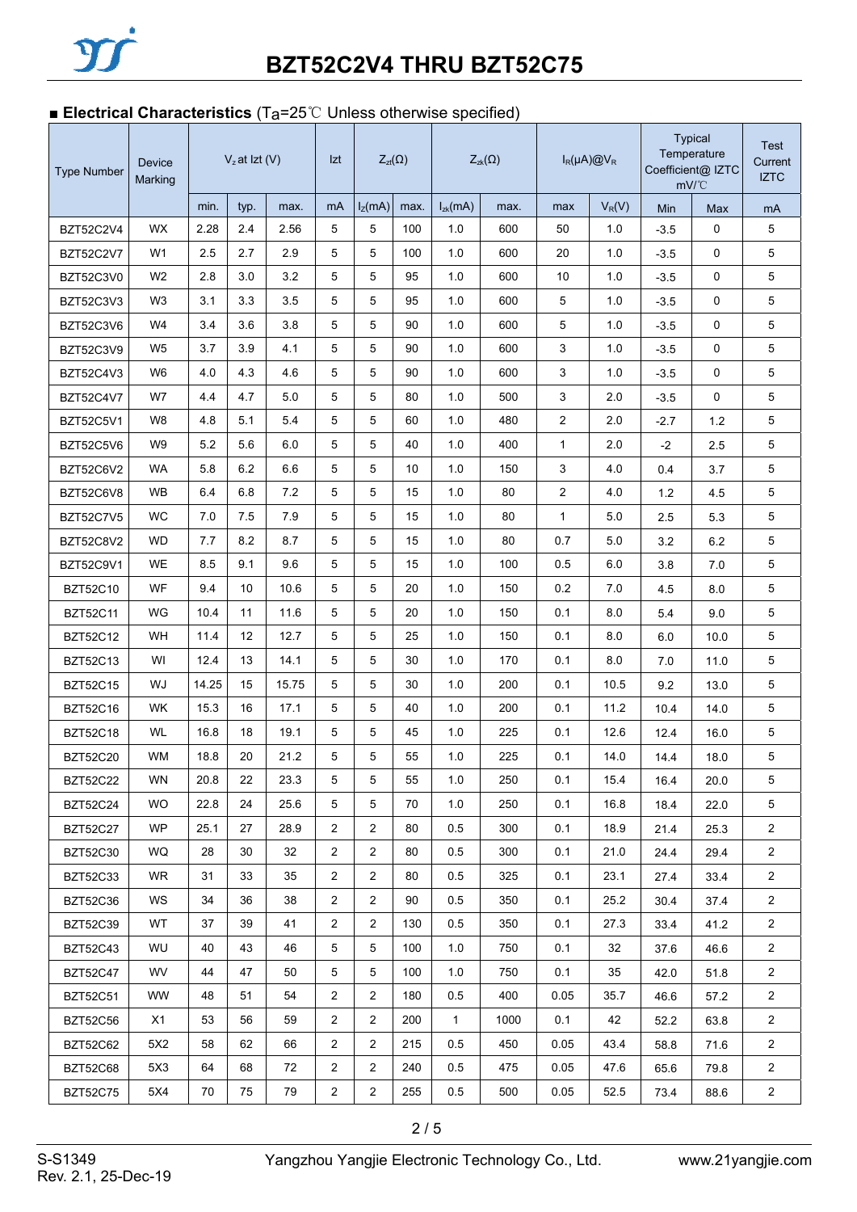# BZT52C2V4 THRU BZT52C75

## ■ Electrical Characteristics ($T_a$=25℃ Unless otherwise specified)

| Type Number | Device Marking | $V_z$ at Izt (V) | | | Izt | $Z_{zt}(\Omega)$ | | $Z_{zk}(\Omega)$ | | $I_R(\mu A)@V_R$ | | Typical Temperature Coefficient@ IZTC mV/℃ | | Test Current IZTC |
|---|---|---|---|---|---|---|---|---|---|---|---|---|---|---|
| | | min. | typ. | max. | mA | $I_Z$(mA) | max. | $I_{zk}$(mA) | max. | max | $V_R$(V) | Min | Max | mA |
| BZT52C2V4 | WX | 2.28 | 2.4 | 2.56 | 5 | 5 | 100 | 1.0 | 600 | 50 | 1.0 | -3.5 | 0 | 5 |
| BZT52C2V7 | W1 | 2.5 | 2.7 | 2.9 | 5 | 5 | 100 | 1.0 | 600 | 20 | 1.0 | -3.5 | 0 | 5 |
| BZT52C3V0 | W2 | 2.8 | 3.0 | 3.2 | 5 | 5 | 95 | 1.0 | 600 | 10 | 1.0 | -3.5 | 0 | 5 |
| BZT52C3V3 | W3 | 3.1 | 3.3 | 3.5 | 5 | 5 | 95 | 1.0 | 600 | 5 | 1.0 | -3.5 | 0 | 5 |
| BZT52C3V6 | W4 | 3.4 | 3.6 | 3.8 | 5 | 5 | 90 | 1.0 | 600 | 5 | 1.0 | -3.5 | 0 | 5 |
| BZT52C3V9 | W5 | 3.7 | 3.9 | 4.1 | 5 | 5 | 90 | 1.0 | 600 | 3 | 1.0 | -3.5 | 0 | 5 |
| BZT52C4V3 | W6 | 4.0 | 4.3 | 4.6 | 5 | 5 | 90 | 1.0 | 600 | 3 | 1.0 | -3.5 | 0 | 5 |
| BZT52C4V7 | W7 | 4.4 | 4.7 | 5.0 | 5 | 5 | 80 | 1.0 | 500 | 3 | 2.0 | -3.5 | 0 | 5 |
| BZT52C5V1 | W8 | 4.8 | 5.1 | 5.4 | 5 | 5 | 60 | 1.0 | 480 | 2 | 2.0 | -2.7 | 1.2 | 5 |
| BZT52C5V6 | W9 | 5.2 | 5.6 | 6.0 | 5 | 5 | 40 | 1.0 | 400 | 1 | 2.0 | -2 | 2.5 | 5 |
| BZT52C6V2 | WA | 5.8 | 6.2 | 6.6 | 5 | 5 | 10 | 1.0 | 150 | 3 | 4.0 | 0.4 | 3.7 | 5 |
| BZT52C6V8 | WB | 6.4 | 6.8 | 7.2 | 5 | 5 | 15 | 1.0 | 80 | 2 | 4.0 | 1.2 | 4.5 | 5 |
| BZT52C7V5 | WC | 7.0 | 7.5 | 7.9 | 5 | 5 | 15 | 1.0 | 80 | 1 | 5.0 | 2.5 | 5.3 | 5 |
| BZT52C8V2 | WD | 7.7 | 8.2 | 8.7 | 5 | 5 | 15 | 1.0 | 80 | 0.7 | 5.0 | 3.2 | 6.2 | 5 |
| BZT52C9V1 | WE | 8.5 | 9.1 | 9.6 | 5 | 5 | 15 | 1.0 | 100 | 0.5 | 6.0 | 3.8 | 7.0 | 5 |
| BZT52C10 | WF | 9.4 | 10 | 10.6 | 5 | 5 | 20 | 1.0 | 150 | 0.2 | 7.0 | 4.5 | 8.0 | 5 |
| BZT52C11 | WG | 10.4 | 11 | 11.6 | 5 | 5 | 20 | 1.0 | 150 | 0.1 | 8.0 | 5.4 | 9.0 | 5 |
| BZT52C12 | WH | 11.4 | 12 | 12.7 | 5 | 5 | 25 | 1.0 | 150 | 0.1 | 8.0 | 6.0 | 10.0 | 5 |
| BZT52C13 | WI | 12.4 | 13 | 14.1 | 5 | 5 | 30 | 1.0 | 170 | 0.1 | 8.0 | 7.0 | 11.0 | 5 |
| BZT52C15 | WJ | 14.25 | 15 | 15.75 | 5 | 5 | 30 | 1.0 | 200 | 0.1 | 10.5 | 9.2 | 13.0 | 5 |
| BZT52C16 | WK | 15.3 | 16 | 17.1 | 5 | 5 | 40 | 1.0 | 200 | 0.1 | 11.2 | 10.4 | 14.0 | 5 |
| BZT52C18 | WL | 16.8 | 18 | 19.1 | 5 | 5 | 45 | 1.0 | 225 | 0.1 | 12.6 | 12.4 | 16.0 | 5 |
| BZT52C20 | WM | 18.8 | 20 | 21.2 | 5 | 5 | 55 | 1.0 | 225 | 0.1 | 14.0 | 14.4 | 18.0 | 5 |
| BZT52C22 | WN | 20.8 | 22 | 23.3 | 5 | 5 | 55 | 1.0 | 250 | 0.1 | 15.4 | 16.4 | 20.0 | 5 |
| BZT52C24 | WO | 22.8 | 24 | 25.6 | 5 | 5 | 70 | 1.0 | 250 | 0.1 | 16.8 | 18.4 | 22.0 | 5 |
| BZT52C27 | WP | 25.1 | 27 | 28.9 | 2 | 2 | 80 | 0.5 | 300 | 0.1 | 18.9 | 21.4 | 25.3 | 2 |
| BZT52C30 | WQ | 28 | 30 | 32 | 2 | 2 | 80 | 0.5 | 300 | 0.1 | 21.0 | 24.4 | 29.4 | 2 |
| BZT52C33 | WR | 31 | 33 | 35 | 2 | 2 | 80 | 0.5 | 325 | 0.1 | 23.1 | 27.4 | 33.4 | 2 |
| BZT52C36 | WS | 34 | 36 | 38 | 2 | 2 | 90 | 0.5 | 350 | 0.1 | 25.2 | 30.4 | 37.4 | 2 |
| BZT52C39 | WT | 37 | 39 | 41 | 2 | 2 | 130 | 0.5 | 350 | 0.1 | 27.3 | 33.4 | 41.2 | 2 |
| BZT52C43 | WU | 40 | 43 | 46 | 5 | 5 | 100 | 1.0 | 750 | 0.1 | 32 | 37.6 | 46.6 | 2 |
| BZT52C47 | WV | 44 | 47 | 50 | 5 | 5 | 100 | 1.0 | 750 | 0.1 | 35 | 42.0 | 51.8 | 2 |
| BZT52C51 | WW | 48 | 51 | 54 | 2 | 2 | 180 | 0.5 | 400 | 0.05 | 35.7 | 46.6 | 57.2 | 2 |
| BZT52C56 | X1 | 53 | 56 | 59 | 2 | 2 | 200 | 1 | 1000 | 0.1 | 42 | 52.2 | 63.8 | 2 |
| BZT52C62 | 5X2 | 58 | 62 | 66 | 2 | 2 | 215 | 0.5 | 450 | 0.05 | 43.4 | 58.8 | 71.6 | 2 |
| BZT52C68 | 5X3 | 64 | 68 | 72 | 2 | 2 | 240 | 0.5 | 475 | 0.05 | 47.6 | 65.6 | 79.8 | 2 |
| BZT52C75 | 5X4 | 70 | 75 | 79 | 2 | 2 | 255 | 0.5 | 500 | 0.05 | 52.5 | 73.4 | 88.6 | 2 |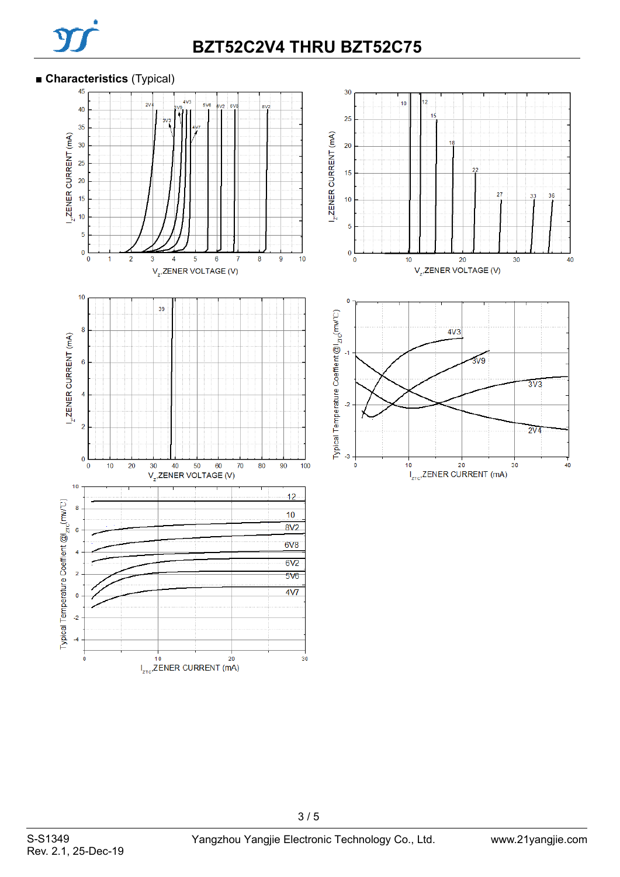## ■ Characteristics (Typical)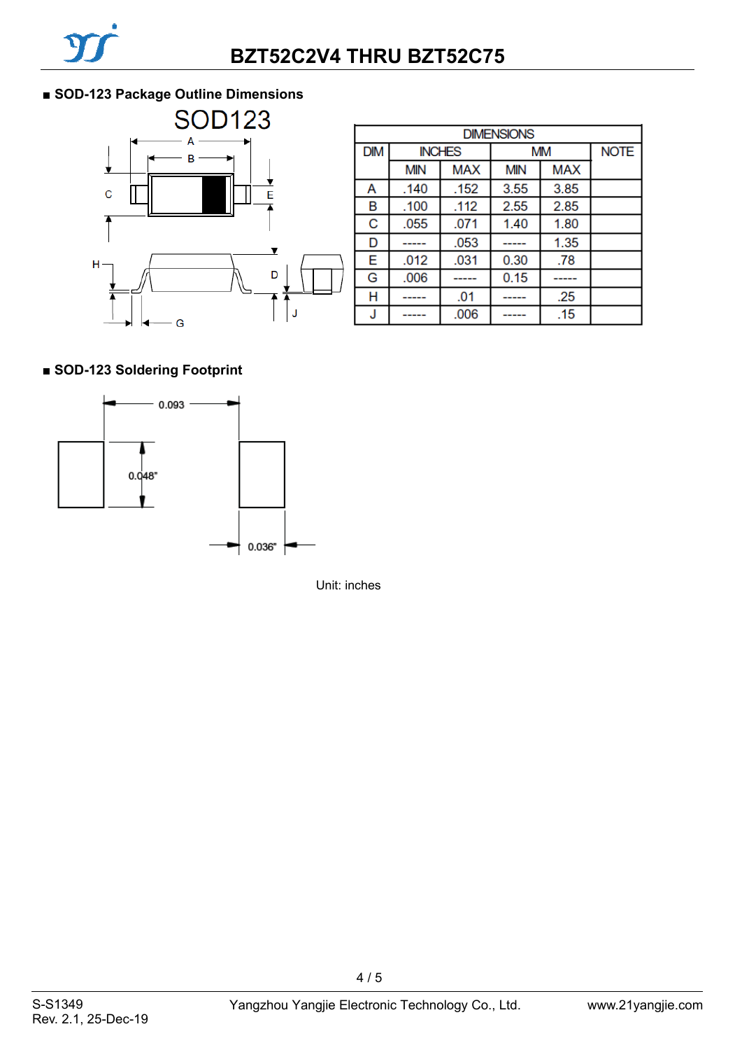■ **SOD-123 Package Outline Dimensions**

SOD123

| DIMENSIONS | | | | | |
|---|---|---|---|---|---|
| DIM | INCHES | | MM | | NOTE |
| | MIN | MAX | MIN | MAX | |
| A | .140 | .152 | 3.55 | 3.85 | |
| B | .100 | .112 | 2.55 | 2.85 | |
| C | .055 | .071 | 1.40 | 1.80 | |
| D | ----- | .053 | ----- | 1.35 | |
| E | .012 | .031 | 0.30 | .78 | |
| G | .006 | ----- | 0.15 | ----- | |
| H | ----- | .01 | ----- | .25 | |
| J | ----- | .006 | ----- | .15 | |

■ **SOD-123 Soldering Footprint**

0.093

0.048"

0.036"

Unit: inches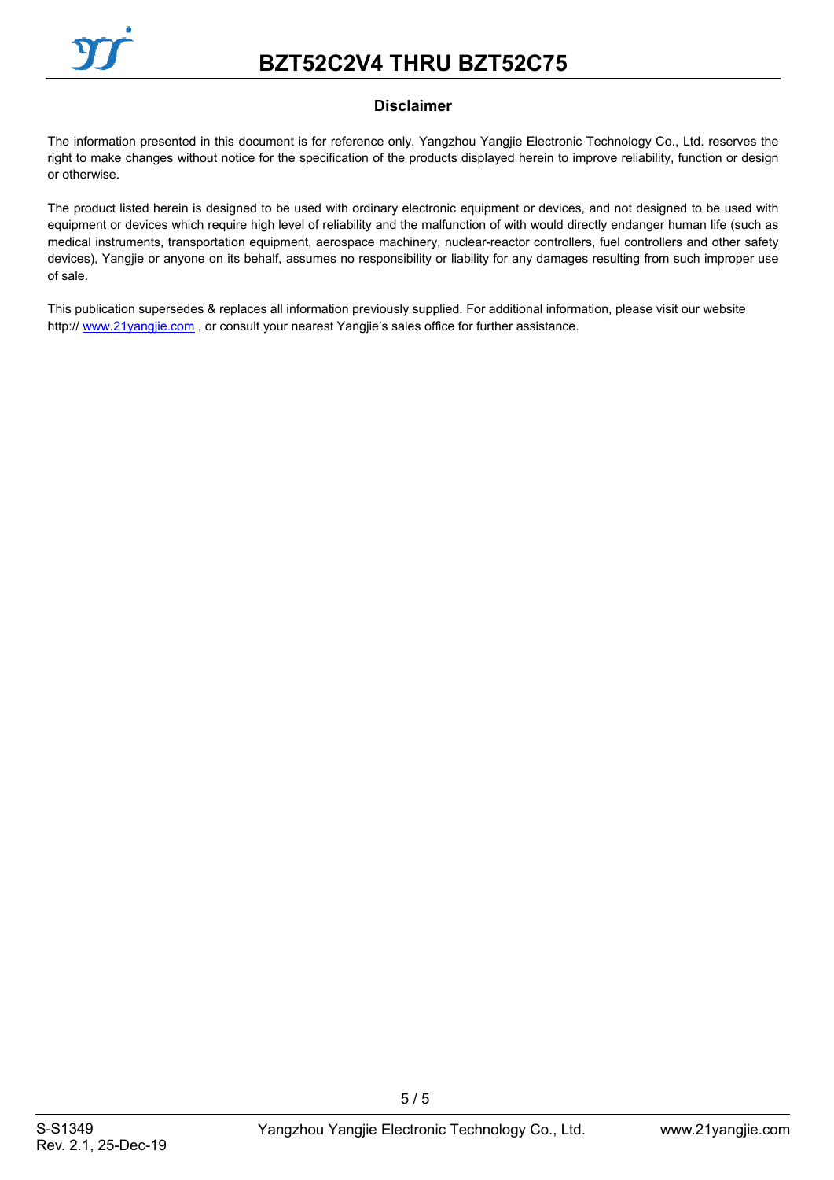## Disclaimer

The information presented in this document is for reference only. Yangzhou Yangjie Electronic Technology Co., Ltd. reserves the right to make changes without notice for the specification of the products displayed herein to improve reliability, function or design or otherwise.

The product listed herein is designed to be used with ordinary electronic equipment or devices, and not designed to be used with equipment or devices which require high level of reliability and the malfunction of with would directly endanger human life (such as medical instruments, transportation equipment, aerospace machinery, nuclear-reactor controllers, fuel controllers and other safety devices), Yangjie or anyone on its behalf, assumes no responsibility or liability for any damages resulting from such improper use of sale.

This publication supersedes & replaces all information previously supplied. For additional information, please visit our website http:// www.21yangjie.com , or consult your nearest Yangjie's sales office for further assistance.